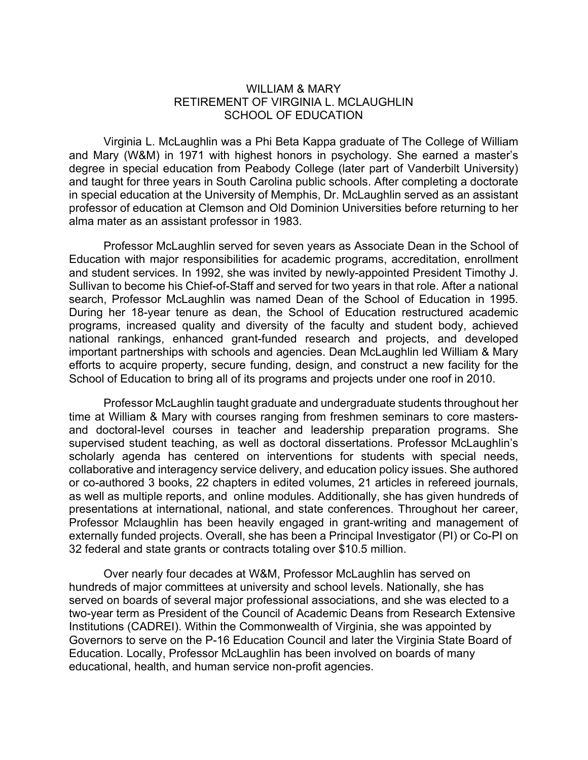# WILLIAM & MARY
## RETIREMENT OF VIRGINIA L. MCLAUGHLIN
## SCHOOL OF EDUCATION

Virginia L. McLaughlin was a Phi Beta Kappa graduate of The College of William and Mary (W&M) in 1971 with highest honors in psychology. She earned a master's degree in special education from Peabody College (later part of Vanderbilt University) and taught for three years in South Carolina public schools. After completing a doctorate in special education at the University of Memphis, Dr. McLaughlin served as an assistant professor of education at Clemson and Old Dominion Universities before returning to her alma mater as an assistant professor in 1983.

Professor McLaughlin served for seven years as Associate Dean in the School of Education with major responsibilities for academic programs, accreditation, enrollment and student services. In 1992, she was invited by newly-appointed President Timothy J. Sullivan to become his Chief-of-Staff and served for two years in that role. After a national search, Professor McLaughlin was named Dean of the School of Education in 1995. During her 18-year tenure as dean, the School of Education restructured academic programs, increased quality and diversity of the faculty and student body, achieved national rankings, enhanced grant-funded research and projects, and developed important partnerships with schools and agencies. Dean McLaughlin led William & Mary efforts to acquire property, secure funding, design, and construct a new facility for the School of Education to bring all of its programs and projects under one roof in 2010.

Professor McLaughlin taught graduate and undergraduate students throughout her time at William & Mary with courses ranging from freshmen seminars to core masters- and doctoral-level courses in teacher and leadership preparation programs. She supervised student teaching, as well as doctoral dissertations. Professor McLaughlin's scholarly agenda has centered on interventions for students with special needs, collaborative and interagency service delivery, and education policy issues. She authored or co-authored 3 books, 22 chapters in edited volumes, 21 articles in refereed journals, as well as multiple reports, and online modules. Additionally, she has given hundreds of presentations at international, national, and state conferences. Throughout her career, Professor Mclaughlin has been heavily engaged in grant-writing and management of externally funded projects. Overall, she has been a Principal Investigator (PI) or Co-PI on 32 federal and state grants or contracts totaling over $10.5 million.

Over nearly four decades at W&M, Professor McLaughlin has served on hundreds of major committees at university and school levels. Nationally, she has served on boards of several major professional associations, and she was elected to a two-year term as President of the Council of Academic Deans from Research Extensive Institutions (CADREI). Within the Commonwealth of Virginia, she was appointed by Governors to serve on the P-16 Education Council and later the Virginia State Board of Education. Locally, Professor McLaughlin has been involved on boards of many educational, health, and human service non-profit agencies.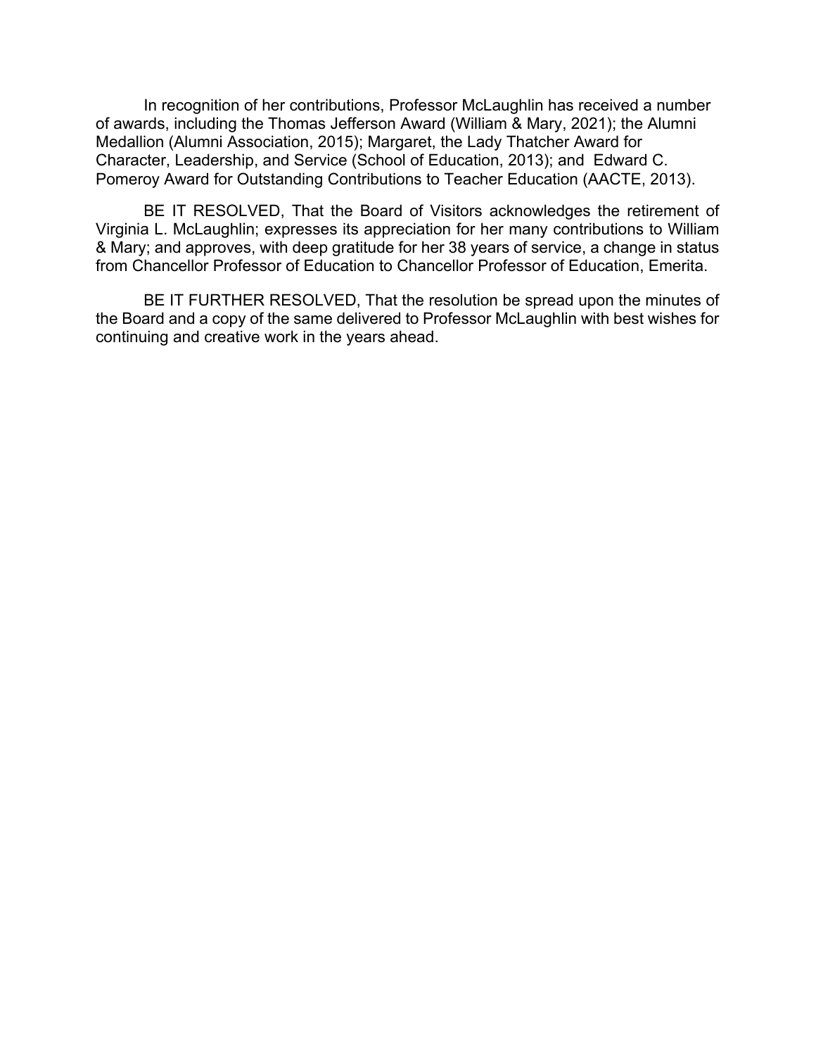In recognition of her contributions, Professor McLaughlin has received a number of awards, including the Thomas Jefferson Award (William & Mary, 2021); the Alumni Medallion (Alumni Association, 2015); Margaret, the Lady Thatcher Award for Character, Leadership, and Service (School of Education, 2013); and Edward C. Pomeroy Award for Outstanding Contributions to Teacher Education (AACTE, 2013).

BE IT RESOLVED, That the Board of Visitors acknowledges the retirement of Virginia L. McLaughlin; expresses its appreciation for her many contributions to William & Mary; and approves, with deep gratitude for her 38 years of service, a change in status from Chancellor Professor of Education to Chancellor Professor of Education, Emerita.

BE IT FURTHER RESOLVED, That the resolution be spread upon the minutes of the Board and a copy of the same delivered to Professor McLaughlin with best wishes for continuing and creative work in the years ahead.